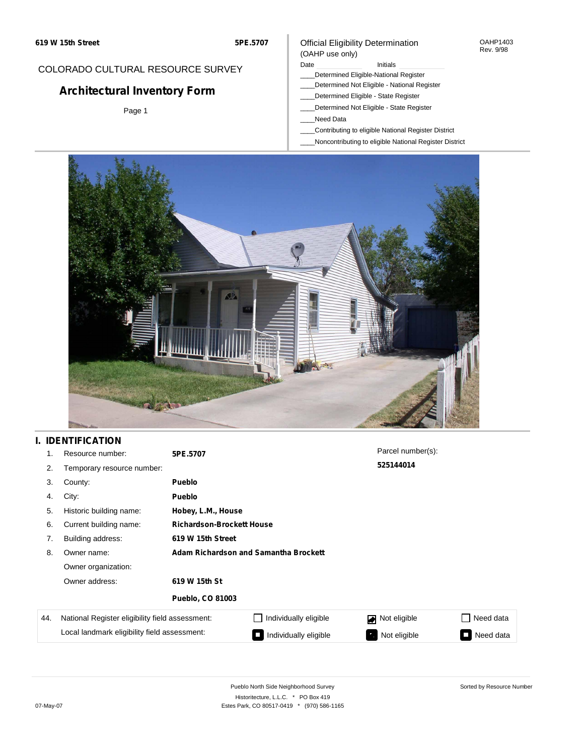619 W 15th Street | 5PE.5707

COLORADO CULTURAL RESOURCE SURVEY

# Architectural Inventory Form

Page 1

Official Eligibility Determination
(OAHP use only)

OAHP1403
Rev. 9/98

Date ____________ Initials ____________

____Determined Eligible-National Register
____Determined Not Eligible - National Register
____Determined Eligible - State Register
____Determined Not Eligible - State Register
____Need Data
____Contributing to eligible National Register District
____Noncontributing to eligible National Register District

## I. IDENTIFICATION

1. Resource number: **5PE.5707**
2. Temporary resource number:
3. County: **Pueblo**
4. City: **Pueblo**
5. Historic building name: **Hobey, L.M., House**
6. Current building name: **Richardson-Brockett House**
7. Building address: **619 W 15th Street**
8. Owner name: **Adam Richardson and Samantha Brockett**

   Owner organization:

   Owner address: **619 W 15th St**

   **Pueblo, CO 81003**

Parcel number(s): **525144014**

| 44. | | | | |
|---|---|---|---|---|
| National Register eligibility field assessment: | ☐ Individually eligible | ☑ Not eligible | ☐ Need data |
| Local landmark eligibility field assessment: | ☐ Individually eligible | ☑ Not eligible | ☐ Need data |

Pueblo North Side Neighborhood Survey
Historitecture, L.L.C. * PO Box 419
Estes Park, CO 80517-0419 * (970) 586-1165

Sorted by Resource Number

07-May-07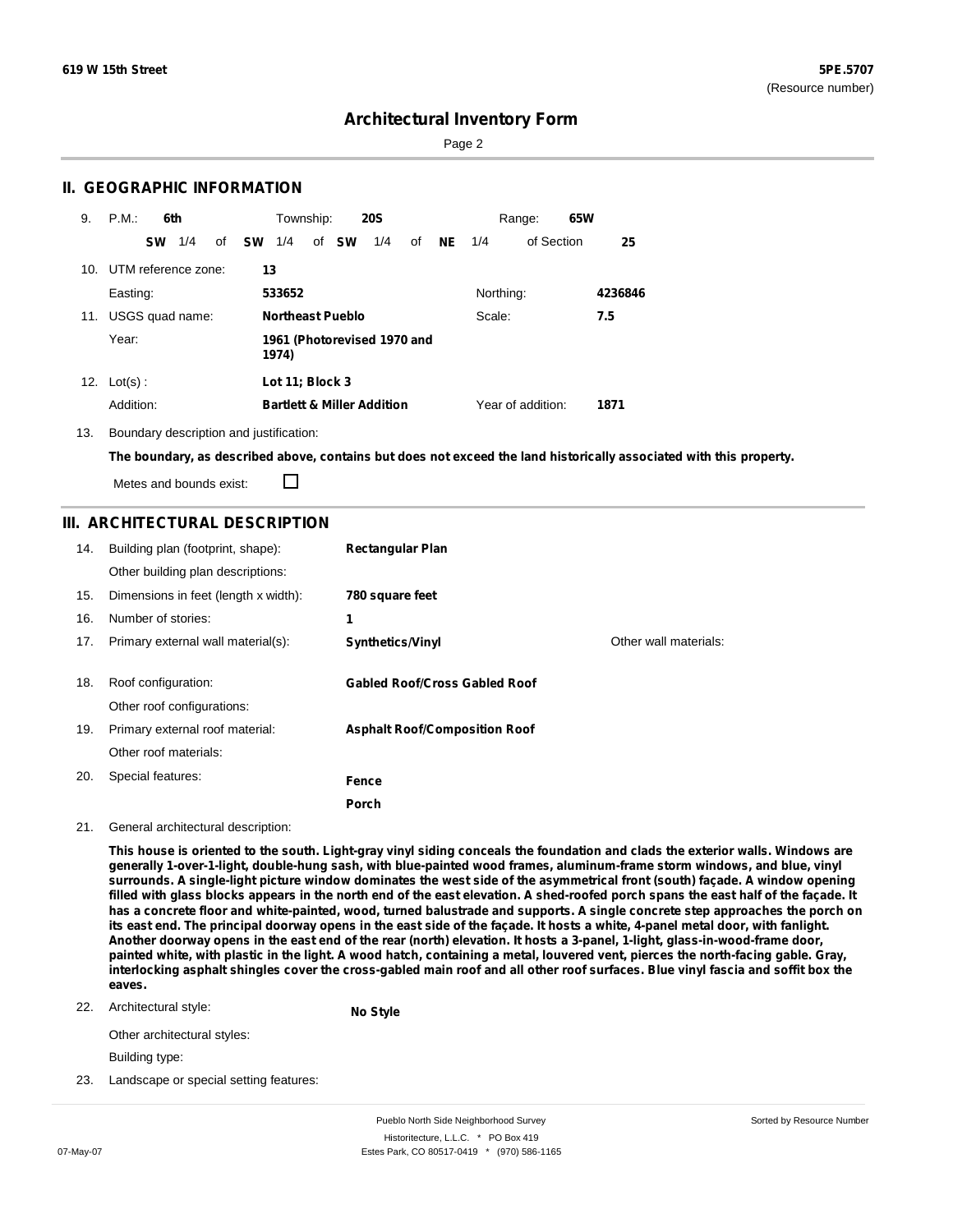## II. GEOGRAPHIC INFORMATION

9. P.M.: **6th** Township: **20S** Range: **65W**

**SW** 1/4 of **SW** 1/4 of **SW** 1/4 of **NE** 1/4 of Section **25**

10. UTM reference zone: **13**

Easting: **533652** Northing: **4236846**

11. USGS quad name: **Northeast Pueblo** Scale: **7.5**

Year: **1961 (Photorevised 1970 and 1974)**

12. Lot(s) : **Lot 11; Block 3**

Addition: **Bartlett & Miller Addition** Year of addition: **1871**

13. Boundary description and justification:

**The boundary, as described above, contains but does not exceed the land historically associated with this property.**

Metes and bounds exist: ☐

## III. ARCHITECTURAL DESCRIPTION

14. Building plan (footprint, shape): **Rectangular Plan**

Other building plan descriptions:

15. Dimensions in feet (length x width): **780 square feet**

16. Number of stories: **1**

17. Primary external wall material(s): **Synthetics/Vinyl** Other wall materials:

18. Roof configuration: **Gabled Roof/Cross Gabled Roof**

Other roof configurations:

19. Primary external roof material: **Asphalt Roof/Composition Roof**

Other roof materials:

20. Special features: **Fence**

**Porch**

21. General architectural description:

**This house is oriented to the south. Light-gray vinyl siding conceals the foundation and clads the exterior walls. Windows are generally 1-over-1-light, double-hung sash, with blue-painted wood frames, aluminum-frame storm windows, and blue, vinyl surrounds. A single-light picture window dominates the west side of the asymmetrical front (south) façade. A window opening filled with glass blocks appears in the north end of the east elevation. A shed-roofed porch spans the east half of the façade. It has a concrete floor and white-painted, wood, turned balustrade and supports. A single concrete step approaches the porch on its east end. The principal doorway opens in the east side of the façade. It hosts a white, 4-panel metal door, with fanlight. Another doorway opens in the east end of the rear (north) elevation. It hosts a 3-panel, 1-light, glass-in-wood-frame door, painted white, with plastic in the light. A wood hatch, containing a metal, louvered vent, pierces the north-facing gable. Gray, interlocking asphalt shingles cover the cross-gabled main roof and all other roof surfaces. Blue vinyl fascia and soffit box the eaves.**

22. Architectural style: **No Style**

Other architectural styles:

Building type:

23. Landscape or special setting features: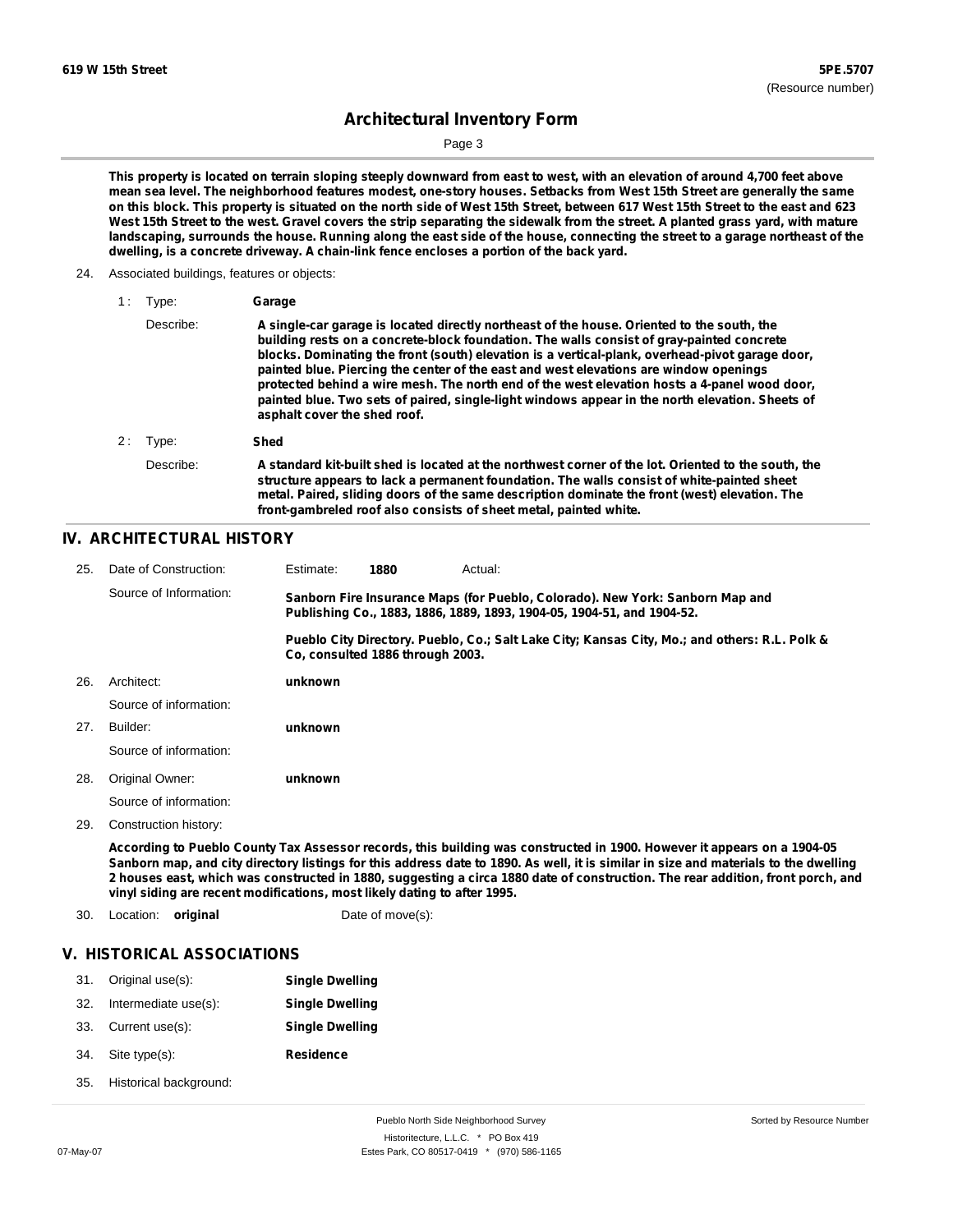This property is located on terrain sloping steeply downward from east to west, with an elevation of around 4,700 feet above mean sea level. The neighborhood features modest, one-story houses. Setbacks from West 15th Street are generally the same on this block. This property is situated on the north side of West 15th Street, between 617 West 15th Street to the east and 623 West 15th Street to the west. Gravel covers the strip separating the sidewalk from the street. A planted grass yard, with mature landscaping, surrounds the house. Running along the east side of the house, connecting the street to a garage northeast of the dwelling, is a concrete driveway. A chain-link fence encloses a portion of the back yard.

24. Associated buildings, features or objects:

1 : Type: **Garage**

Describe: **A single-car garage is located directly northeast of the house. Oriented to the south, the building rests on a concrete-block foundation. The walls consist of gray-painted concrete blocks. Dominating the front (south) elevation is a vertical-plank, overhead-pivot garage door, painted blue. Piercing the center of the east and west elevations are window openings protected behind a wire mesh. The north end of the west elevation hosts a 4-panel wood door, painted blue. Two sets of paired, single-light windows appear in the north elevation. Sheets of asphalt cover the shed roof.**

2 : Type: **Shed**

Describe: **A standard kit-built shed is located at the northwest corner of the lot. Oriented to the south, the structure appears to lack a permanent foundation. The walls consist of white-painted sheet metal. Paired, sliding doors of the same description dominate the front (west) elevation. The front-gambreled roof also consists of sheet metal, painted white.**

## IV. ARCHITECTURAL HISTORY

25. Date of Construction: Estimate: **1880** Actual:

Source of Information: **Sanborn Fire Insurance Maps (for Pueblo, Colorado). New York: Sanborn Map and Publishing Co., 1883, 1886, 1889, 1893, 1904-05, 1904-51, and 1904-52.**

**Pueblo City Directory. Pueblo, Co.; Salt Lake City; Kansas City, Mo.; and others: R.L. Polk & Co, consulted 1886 through 2003.**

26. Architect: **unknown**

Source of information:

27. Builder: **unknown**

Source of information:

28. Original Owner: **unknown**

Source of information:

29. Construction history:

**According to Pueblo County Tax Assessor records, this building was constructed in 1900. However it appears on a 1904-05 Sanborn map, and city directory listings for this address date to 1890. As well, it is similar in size and materials to the dwelling 2 houses east, which was constructed in 1880, suggesting a circa 1880 date of construction. The rear addition, front porch, and vinyl siding are recent modifications, most likely dating to after 1995.**

30. Location: **original** Date of move(s):

## V. HISTORICAL ASSOCIATIONS

31. Original use(s): **Single Dwelling**
32. Intermediate use(s): **Single Dwelling**
33. Current use(s): **Single Dwelling**
34. Site type(s): **Residence**
35. Historical background: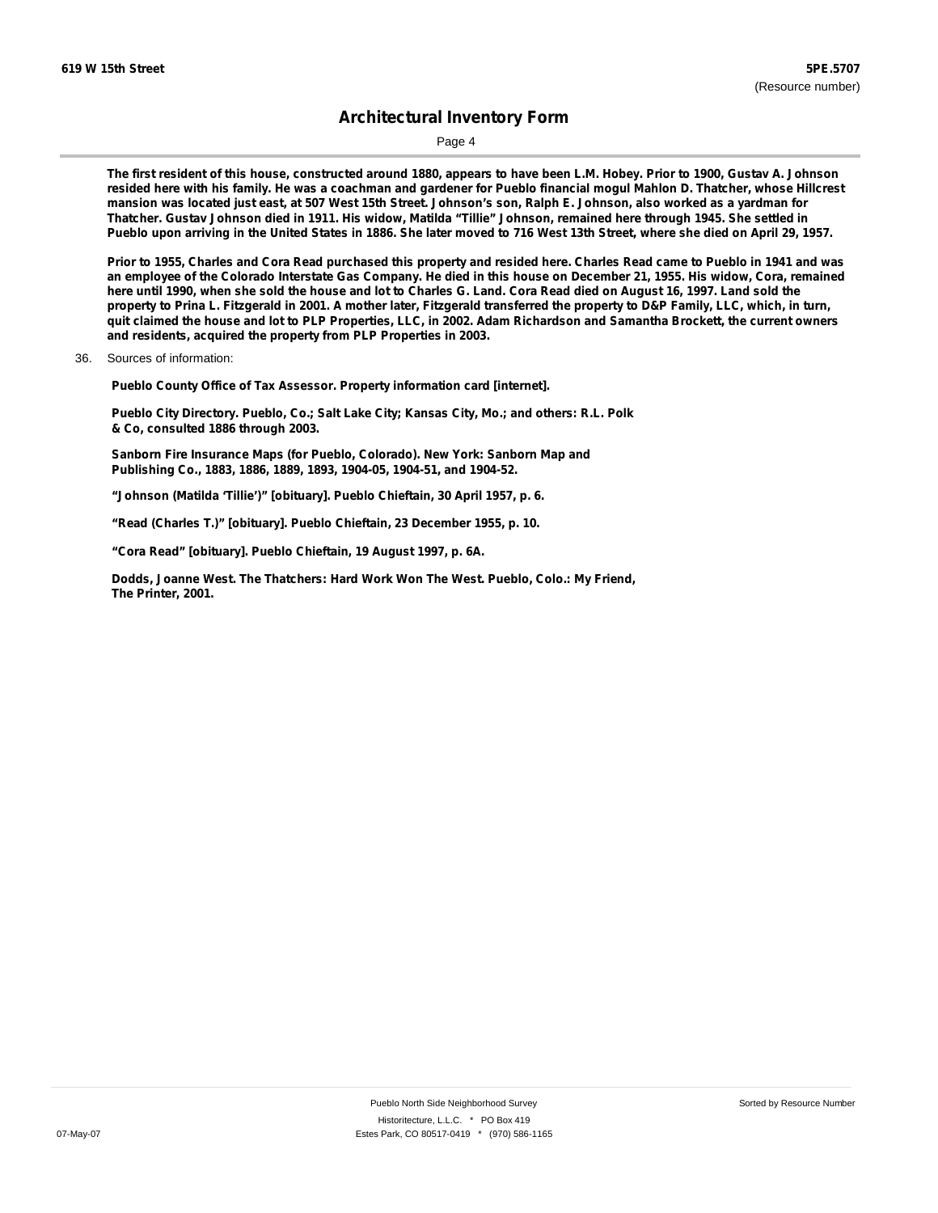The first resident of this house, constructed around 1880, appears to have been L.M. Hobey. Prior to 1900, Gustav A. Johnson resided here with his family. He was a coachman and gardener for Pueblo financial mogul Mahlon D. Thatcher, whose Hillcrest mansion was located just east, at 507 West 15th Street. Johnson's son, Ralph E. Johnson, also worked as a yardman for Thatcher. Gustav Johnson died in 1911. His widow, Matilda "Tillie" Johnson, remained here through 1945. She settled in Pueblo upon arriving in the United States in 1886. She later moved to 716 West 13th Street, where she died on April 29, 1957.

Prior to 1955, Charles and Cora Read purchased this property and resided here. Charles Read came to Pueblo in 1941 and was an employee of the Colorado Interstate Gas Company. He died in this house on December 21, 1955. His widow, Cora, remained here until 1990, when she sold the house and lot to Charles G. Land. Cora Read died on August 16, 1997. Land sold the property to Prina L. Fitzgerald in 2001. A mother later, Fitzgerald transferred the property to D&P Family, LLC, which, in turn, quit claimed the house and lot to PLP Properties, LLC, in 2002. Adam Richardson and Samantha Brockett, the current owners and residents, acquired the property from PLP Properties in 2003.

36. Sources of information:

Pueblo County Office of Tax Assessor. Property information card [internet].

Pueblo City Directory. Pueblo, Co.; Salt Lake City; Kansas City, Mo.; and others: R.L. Polk & Co, consulted 1886 through 2003.

Sanborn Fire Insurance Maps (for Pueblo, Colorado). New York: Sanborn Map and Publishing Co., 1883, 1886, 1889, 1893, 1904-05, 1904-51, and 1904-52.

"Johnson (Matilda 'Tillie')" [obituary]. Pueblo Chieftain, 30 April 1957, p. 6.

"Read (Charles T.)" [obituary]. Pueblo Chieftain, 23 December 1955, p. 10.

"Cora Read" [obituary]. Pueblo Chieftain, 19 August 1997, p. 6A.

Dodds, Joanne West. The Thatchers: Hard Work Won The West. Pueblo, Colo.: My Friend, The Printer, 2001.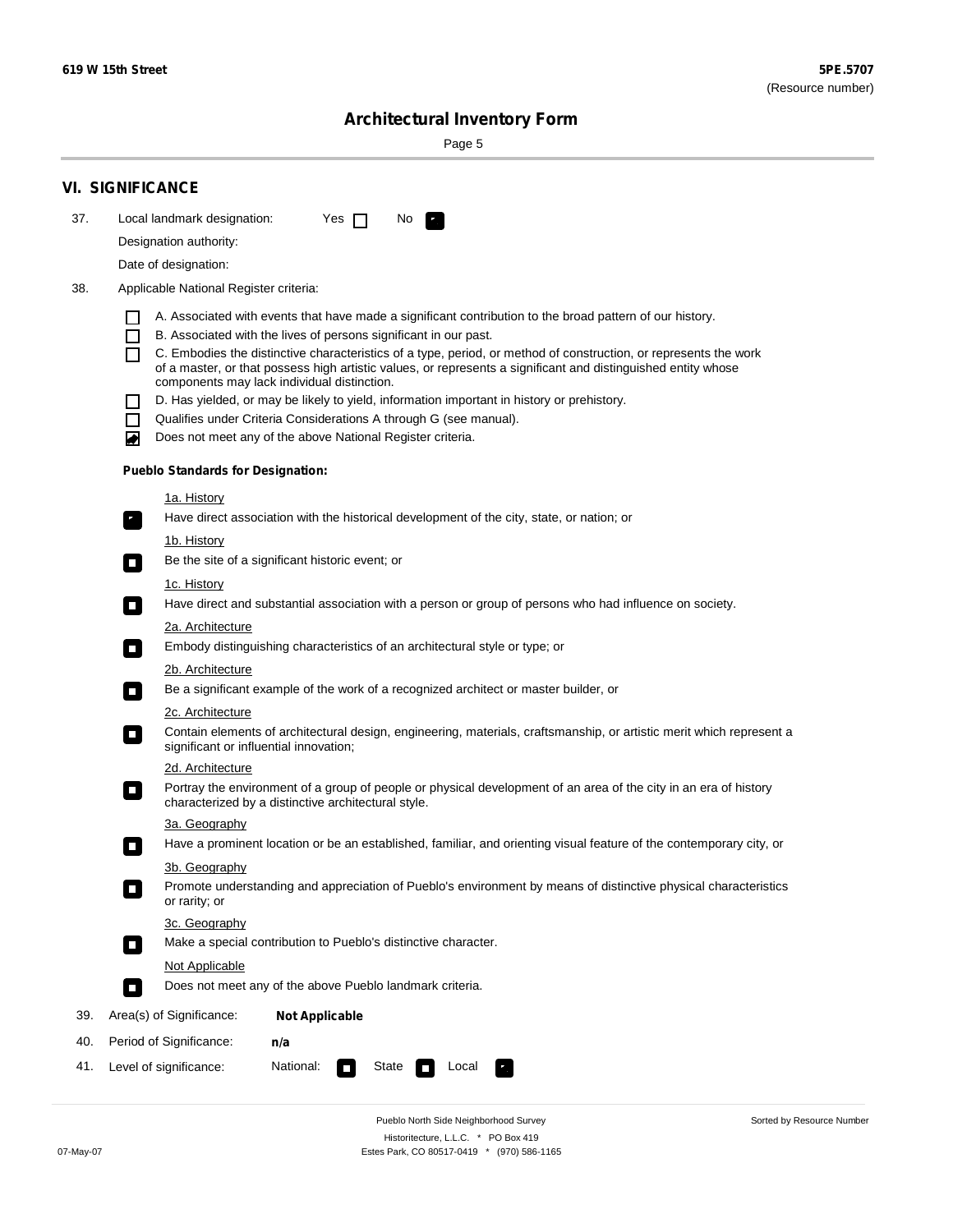## VI. SIGNIFICANCE

37. Local landmark designation: Yes ☐ No ☑

Designation authority:

Date of designation:

38. Applicable National Register criteria:

- ☐ A. Associated with events that have made a significant contribution to the broad pattern of our history.
- ☐ B. Associated with the lives of persons significant in our past.
- ☐ C. Embodies the distinctive characteristics of a type, period, or method of construction, or represents the work of a master, or that possess high artistic values, or represents a significant and distinguished entity whose components may lack individual distinction.
- ☐ D. Has yielded, or may be likely to yield, information important in history or prehistory.
- ☐ Qualifies under Criteria Considerations A through G (see manual).
- ☑ Does not meet any of the above National Register criteria.

**Pueblo Standards for Designation:**

1a. History
☑ Have direct association with the historical development of the city, state, or nation; or

1b. History
☐ Be the site of a significant historic event; or

1c. History
☐ Have direct and substantial association with a person or group of persons who had influence on society.

2a. Architecture
☐ Embody distinguishing characteristics of an architectural style or type; or

2b. Architecture
☐ Be a significant example of the work of a recognized architect or master builder, or

2c. Architecture
☐ Contain elements of architectural design, engineering, materials, craftsmanship, or artistic merit which represent a significant or influential innovation;

2d. Architecture
☐ Portray the environment of a group of people or physical development of an area of the city in an era of history characterized by a distinctive architectural style.

3a. Geography
☐ Have a prominent location or be an established, familiar, and orienting visual feature of the contemporary city, or

3b. Geography
☐ Promote understanding and appreciation of Pueblo's environment by means of distinctive physical characteristics or rarity; or

3c. Geography
☐ Make a special contribution to Pueblo's distinctive character.

Not Applicable
☐ Does not meet any of the above Pueblo landmark criteria.

39. Area(s) of Significance: **Not Applicable**

40. Period of Significance: **n/a**

41. Level of significance: National: ☐ State ☐ Local ☑

Pueblo North Side Neighborhood Survey
Historitecture, L.L.C. * PO Box 419
Estes Park, CO 80517-0419 * (970) 586-1165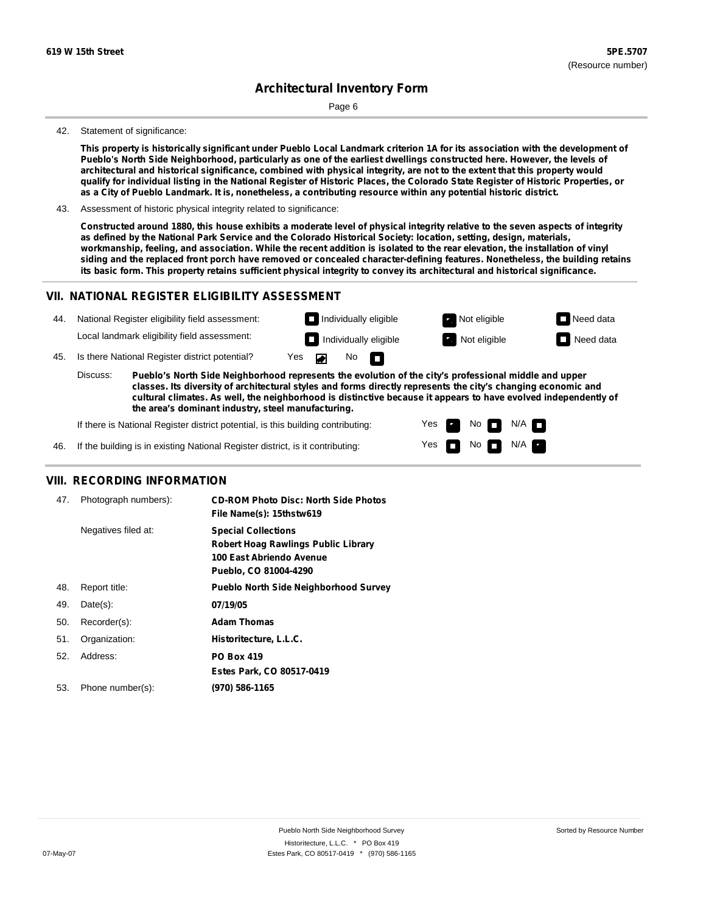42. Statement of significance:

**This property is historically significant under Pueblo Local Landmark criterion 1A for its association with the development of Pueblo's North Side Neighborhood, particularly as one of the earliest dwellings constructed here. However, the levels of architectural and historical significance, combined with physical integrity, are not to the extent that this property would qualify for individual listing in the National Register of Historic Places, the Colorado State Register of Historic Properties, or as a City of Pueblo Landmark. It is, nonetheless, a contributing resource within any potential historic district.**

43. Assessment of historic physical integrity related to significance:

**Constructed around 1880, this house exhibits a moderate level of physical integrity relative to the seven aspects of integrity as defined by the National Park Service and the Colorado Historical Society: location, setting, design, materials, workmanship, feeling, and association. While the recent addition is isolated to the rear elevation, the installation of vinyl siding and the replaced front porch have removed or concealed character-defining features. Nonetheless, the building retains its basic form. This property retains sufficient physical integrity to convey its architectural and historical significance.**

## VII. NATIONAL REGISTER ELIGIBILITY ASSESSMENT

44. National Register eligibility field assessment: ☐ Individually eligible ☑ Not eligible ☐ Need data

Local landmark eligibility field assessment: ☐ Individually eligible ☑ Not eligible ☐ Need data

45. Is there National Register district potential? Yes ☑ No ☐

Discuss: **Pueblo's North Side Neighborhood represents the evolution of the city's professional middle and upper classes. Its diversity of architectural styles and forms directly represents the city's changing economic and cultural climates. As well, the neighborhood is distinctive because it appears to have evolved independently of the area's dominant industry, steel manufacturing.**

If there is National Register district potential, is this building contributing: Yes ☑ No ☐ N/A ☐

46. If the building is in existing National Register district, is it contributing: Yes ☐ No ☐ N/A ☑

## VIII. RECORDING INFORMATION

47. Photograph numbers): **CD-ROM Photo Disc: North Side Photos File Name(s): 15thstw619**

Negatives filed at: **Special Collections Robert Hoag Rawlings Public Library 100 East Abriendo Avenue Pueblo, CO 81004-4290**

48. Report title: **Pueblo North Side Neighborhood Survey**

49. Date(s): **07/19/05**

50. Recorder(s): **Adam Thomas**

51. Organization: **Historitecture, L.L.C.**

52. Address: **PO Box 419 Estes Park, CO 80517-0419**

53. Phone number(s): **(970) 586-1165**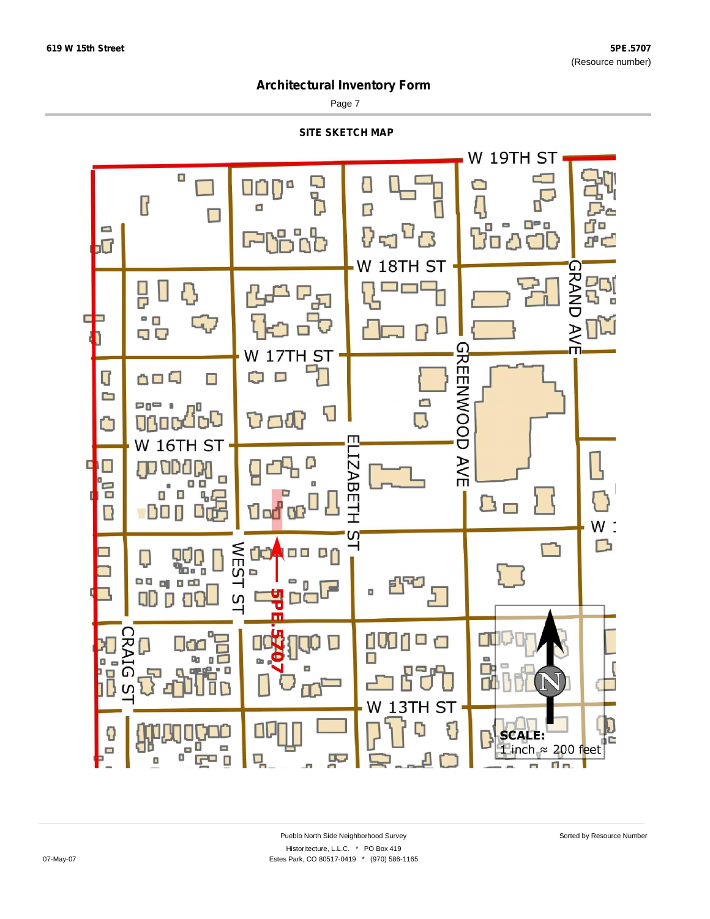619 W 15th Street

5PE.5707
(Resource number)

# Architectural Inventory Form

Page 7

## SITE SKETCH MAP

W 19TH ST

W 18TH ST

W 17TH ST

W 16TH ST

GRAND AVE

GREENWOOD AVE

ELIZABETH ST

WEST ST

CRAIG ST

W 13TH ST

5PE.5707

SCALE:
1 inch ≈ 200 feet

Pueblo North Side Neighborhood Survey
Historitecture, L.L.C. * PO Box 419
Estes Park, CO 80517-0419 * (970) 586-1165

Sorted by Resource Number

07-May-07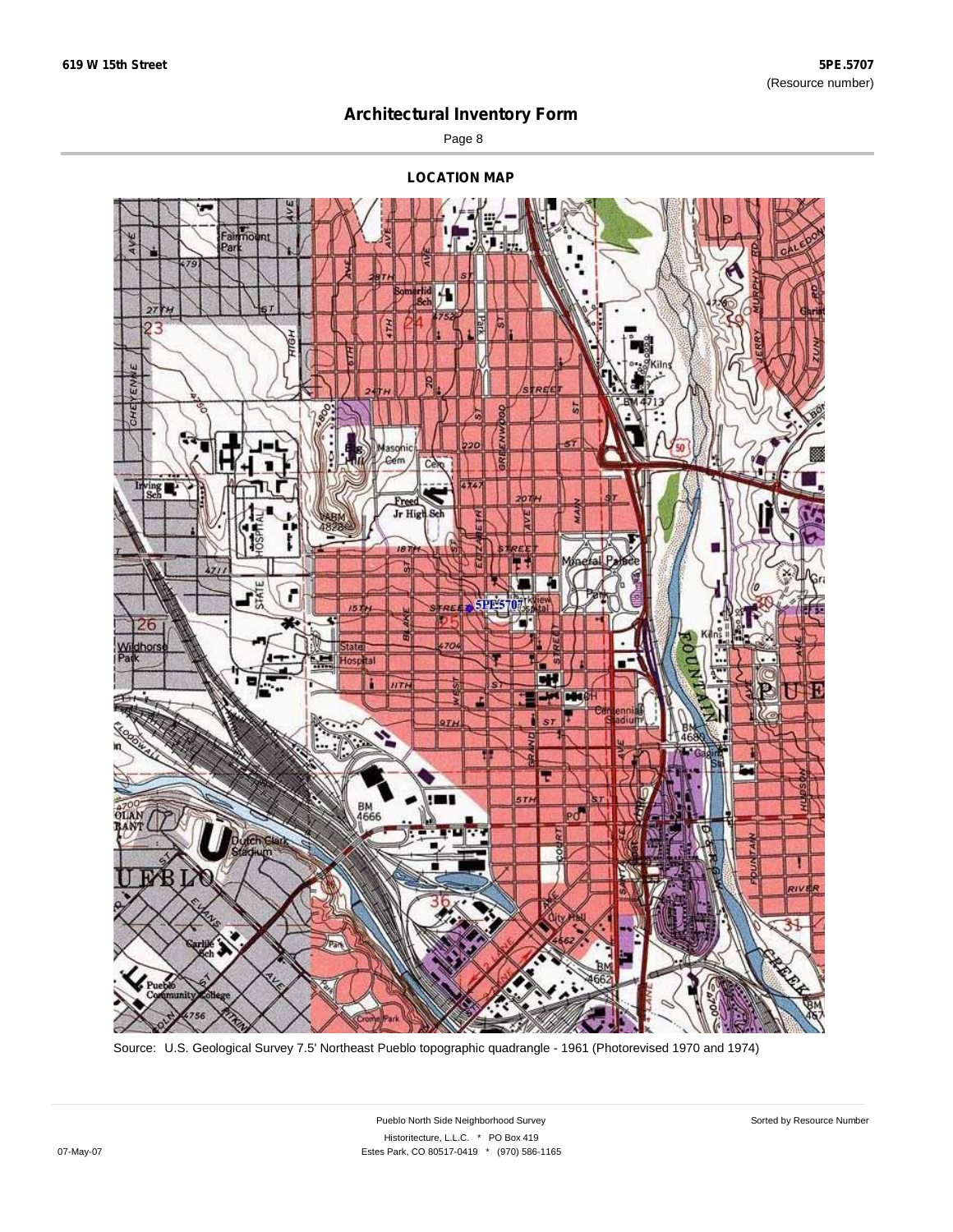## LOCATION MAP

Source: U.S. Geological Survey 7.5' Northeast Pueblo topographic quadrangle - 1961 (Photorevised 1970 and 1974)